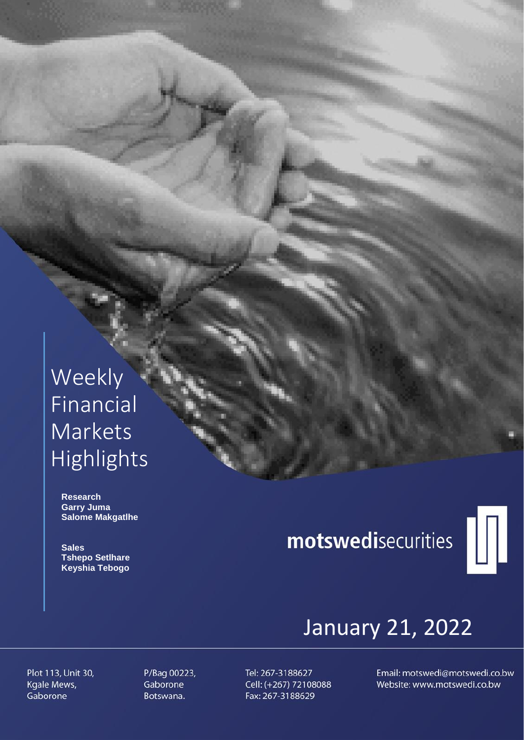# Weekly Financial Markets Highlights

**Research**
**Garry Juma**
**Salome Makgatlhe**

**Sales**
**Tshepo Setlhare**
**Keyshia Tebogo**

**motswedi**securities

## January 21, 2022

Plot 113, Unit 30,
Kgale Mews,
Gaborone

P/Bag 00223,
Gaborone
Botswana.

Tel: 267-3188627
Cell: (+267) 72108088
Fax: 267-3188629

Email: motswedi@motswedi.co.bw
Website: www.motswedi.co.bw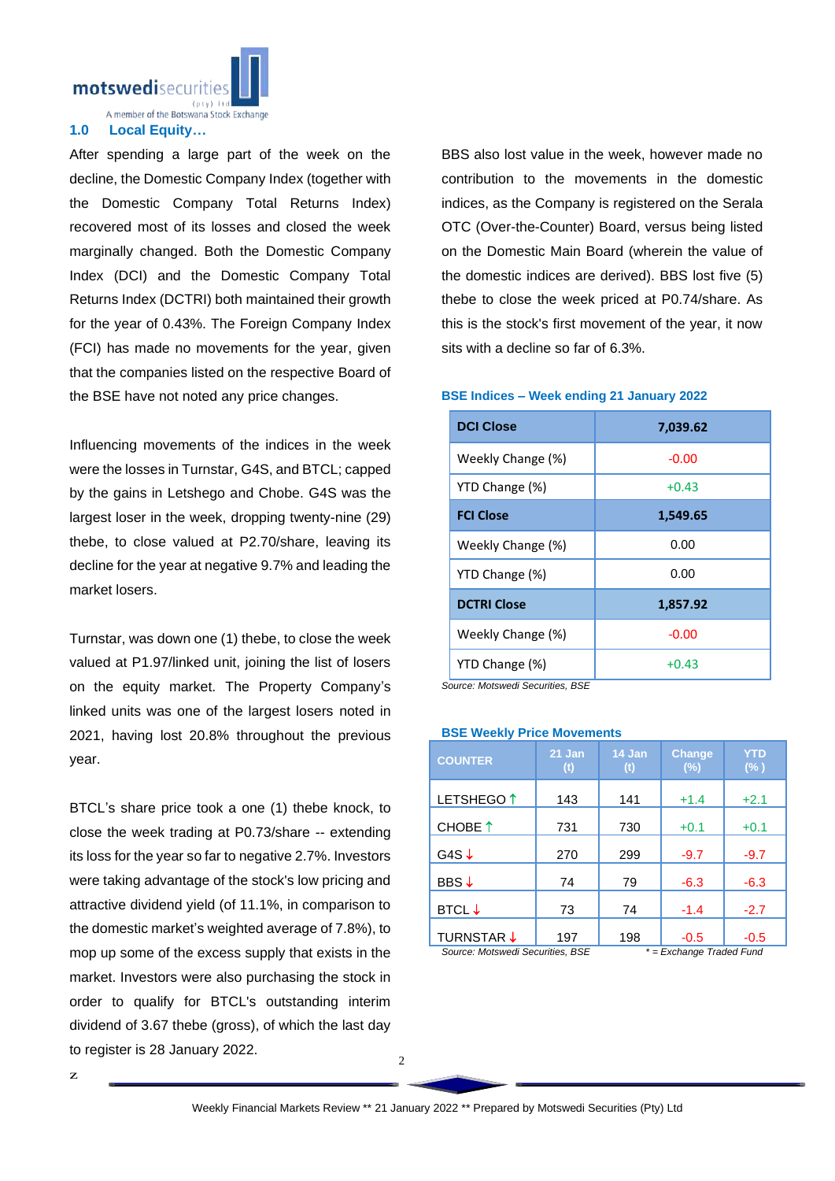## 1.0 Local Equity…

After spending a large part of the week on the decline, the Domestic Company Index (together with the Domestic Company Total Returns Index) recovered most of its losses and closed the week marginally changed. Both the Domestic Company Index (DCI) and the Domestic Company Total Returns Index (DCTRI) both maintained their growth for the year of 0.43%. The Foreign Company Index (FCI) has made no movements for the year, given that the companies listed on the respective Board of the BSE have not noted any price changes.

Influencing movements of the indices in the week were the losses in Turnstar, G4S, and BTCL; capped by the gains in Letshego and Chobe. G4S was the largest loser in the week, dropping twenty-nine (29) thebe, to close valued at P2.70/share, leaving its decline for the year at negative 9.7% and leading the market losers.

Turnstar, was down one (1) thebe, to close the week valued at P1.97/linked unit, joining the list of losers on the equity market. The Property Company's linked units was one of the largest losers noted in 2021, having lost 20.8% throughout the previous year.

BTCL's share price took a one (1) thebe knock, to close the week trading at P0.73/share -- extending its loss for the year so far to negative 2.7%. Investors were taking advantage of the stock's low pricing and attractive dividend yield (of 11.1%, in comparison to the domestic market's weighted average of 7.8%), to mop up some of the excess supply that exists in the market. Investors were also purchasing the stock in order to qualify for BTCL's outstanding interim dividend of 3.67 thebe (gross), of which the last day to register is 28 January 2022.

BBS also lost value in the week, however made no contribution to the movements in the domestic indices, as the Company is registered on the Serala OTC (Over-the-Counter) Board, versus being listed on the Domestic Main Board (wherein the value of the domestic indices are derived). BBS lost five (5) thebe to close the week priced at P0.74/share. As this is the stock's first movement of the year, it now sits with a decline so far of 6.3%.

**BSE Indices – Week ending 21 January 2022**

| **DCI Close** | **7,039.62** |
|---|---|
| Weekly Change (%) | -0.00 |
| YTD Change (%) | +0.43 |
| **FCI Close** | **1,549.65** |
| Weekly Change (%) | 0.00 |
| YTD Change (%) | 0.00 |
| **DCTRI Close** | **1,857.92** |
| Weekly Change (%) | -0.00 |
| YTD Change (%) | +0.43 |

*Source: Motswedi Securities, BSE*

**BSE Weekly Price Movements**

| COUNTER | 21 Jan (t) | 14 Jan (t) | Change (%) | YTD (% ) |
|---|---|---|---|---|
| LETSHEGO ↑ | 143 | 141 | +1.4 | +2.1 |
| CHOBE ↑ | 731 | 730 | +0.1 | +0.1 |
| G4S ↓ | 270 | 299 | -9.7 | -9.7 |
| BBS ↓ | 74 | 79 | -6.3 | -6.3 |
| BTCL ↓ | 73 | 74 | -1.4 | -2.7 |
| TURNSTAR ↓ | 197 | 198 | -0.5 | -0.5 |

*Source: Motswedi Securities, BSE* *\* = Exchange Traded Fund*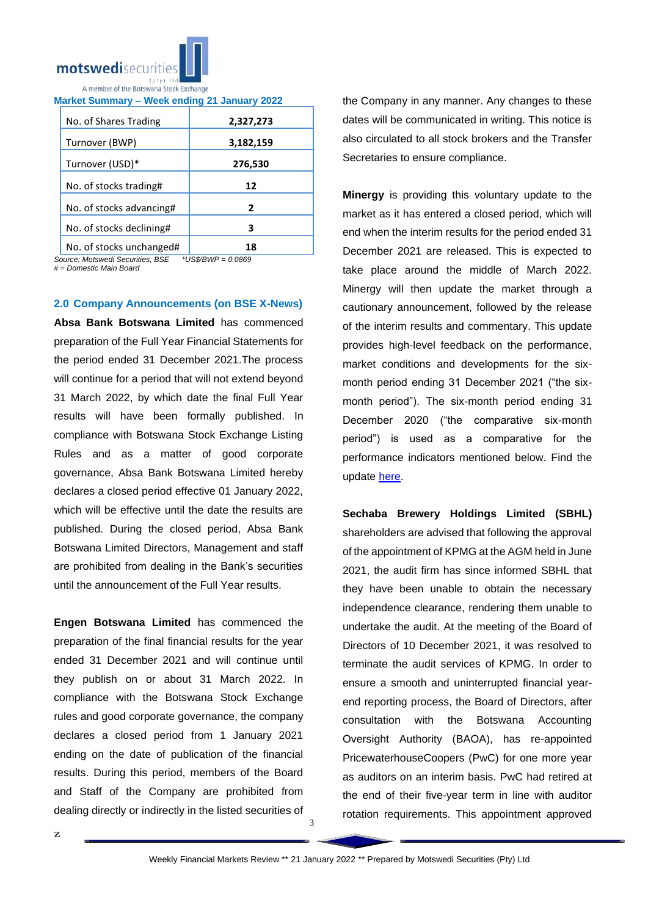**Market Summary – Week ending 21 January 2022**

| No. of Shares Trading | 2,327,273 |
|---|---|
| Turnover (BWP) | 3,182,159 |
| Turnover (USD)* | 276,530 |
| No. of stocks trading# | 12 |
| No. of stocks advancing# | 2 |
| No. of stocks declining# | 3 |
| No. of stocks unchanged# | 18 |

*Source: Motswedi Securities, BSE*   *\*US$/BWP = 0.0869*
*# = Domestic Main Board*

### 2.0 Company Announcements (on BSE X-News)

**Absa Bank Botswana Limited** has commenced preparation of the Full Year Financial Statements for the period ended 31 December 2021.The process will continue for a period that will not extend beyond 31 March 2022, by which date the final Full Year results will have been formally published. In compliance with Botswana Stock Exchange Listing Rules and as a matter of good corporate governance, Absa Bank Botswana Limited hereby declares a closed period effective 01 January 2022, which will be effective until the date the results are published. During the closed period, Absa Bank Botswana Limited Directors, Management and staff are prohibited from dealing in the Bank's securities until the announcement of the Full Year results.

**Engen Botswana Limited** has commenced the preparation of the final financial results for the year ended 31 December 2021 and will continue until they publish on or about 31 March 2022. In compliance with the Botswana Stock Exchange rules and good corporate governance, the company declares a closed period from 1 January 2021 ending on the date of publication of the financial results. During this period, members of the Board and Staff of the Company are prohibited from dealing directly or indirectly in the listed securities of the Company in any manner. Any changes to these dates will be communicated in writing. This notice is also circulated to all stock brokers and the Transfer Secretaries to ensure compliance.

**Minergy** is providing this voluntary update to the market as it has entered a closed period, which will end when the interim results for the period ended 31 December 2021 are released. This is expected to take place around the middle of March 2022. Minergy will then update the market through a cautionary announcement, followed by the release of the interim results and commentary. This update provides high-level feedback on the performance, market conditions and developments for the six-month period ending 31 December 2021 ("the six-month period"). The six-month period ending 31 December 2020 ("the comparative six-month period") is used as a comparative for the performance indicators mentioned below. Find the update here.

**Sechaba Brewery Holdings Limited (SBHL)** shareholders are advised that following the approval of the appointment of KPMG at the AGM held in June 2021, the audit firm has since informed SBHL that they have been unable to obtain the necessary independence clearance, rendering them unable to undertake the audit. At the meeting of the Board of Directors of 10 December 2021, it was resolved to terminate the audit services of KPMG. In order to ensure a smooth and uninterrupted financial year-end reporting process, the Board of Directors, after consultation with the Botswana Accounting Oversight Authority (BAOA), has re-appointed PricewaterhouseCoopers (PwC) for one more year as auditors on an interim basis. PwC had retired at the end of their five-year term in line with auditor rotation requirements. This appointment approved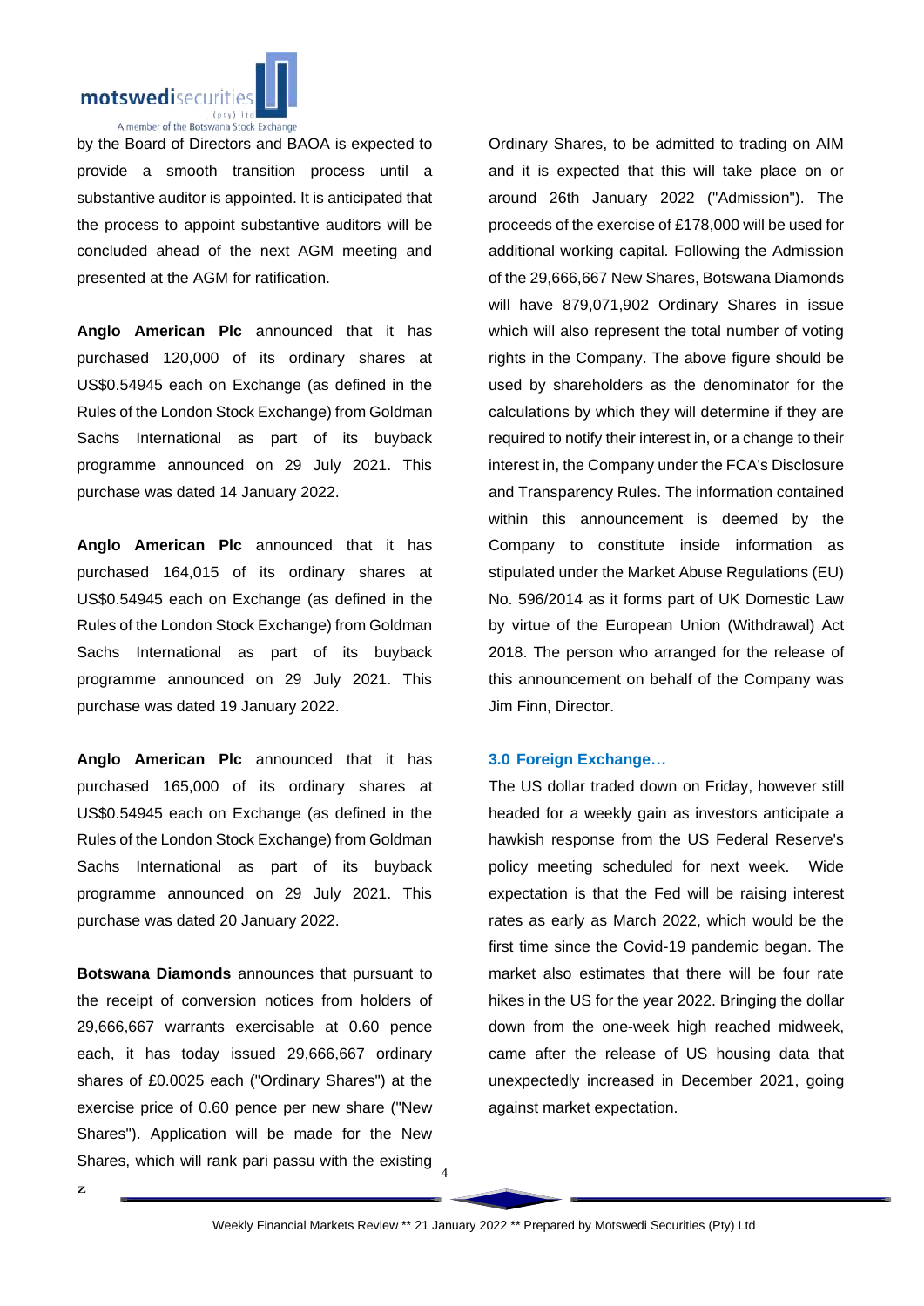by the Board of Directors and BAOA is expected to provide a smooth transition process until a substantive auditor is appointed. It is anticipated that the process to appoint substantive auditors will be concluded ahead of the next AGM meeting and presented at the AGM for ratification.

**Anglo American Plc** announced that it has purchased 120,000 of its ordinary shares at US$0.54945 each on Exchange (as defined in the Rules of the London Stock Exchange) from Goldman Sachs International as part of its buyback programme announced on 29 July 2021. This purchase was dated 14 January 2022.

**Anglo American Plc** announced that it has purchased 164,015 of its ordinary shares at US$0.54945 each on Exchange (as defined in the Rules of the London Stock Exchange) from Goldman Sachs International as part of its buyback programme announced on 29 July 2021. This purchase was dated 19 January 2022.

**Anglo American Plc** announced that it has purchased 165,000 of its ordinary shares at US$0.54945 each on Exchange (as defined in the Rules of the London Stock Exchange) from Goldman Sachs International as part of its buyback programme announced on 29 July 2021. This purchase was dated 20 January 2022.

**Botswana Diamonds** announces that pursuant to the receipt of conversion notices from holders of 29,666,667 warrants exercisable at 0.60 pence each, it has today issued 29,666,667 ordinary shares of £0.0025 each ("Ordinary Shares") at the exercise price of 0.60 pence per new share ("New Shares"). Application will be made for the New Shares, which will rank pari passu with the existing Ordinary Shares, to be admitted to trading on AIM and it is expected that this will take place on or around 26th January 2022 ("Admission"). The proceeds of the exercise of £178,000 will be used for additional working capital. Following the Admission of the 29,666,667 New Shares, Botswana Diamonds will have 879,071,902 Ordinary Shares in issue which will also represent the total number of voting rights in the Company. The above figure should be used by shareholders as the denominator for the calculations by which they will determine if they are required to notify their interest in, or a change to their interest in, the Company under the FCA's Disclosure and Transparency Rules. The information contained within this announcement is deemed by the Company to constitute inside information as stipulated under the Market Abuse Regulations (EU) No. 596/2014 as it forms part of UK Domestic Law by virtue of the European Union (Withdrawal) Act 2018. The person who arranged for the release of this announcement on behalf of the Company was Jim Finn, Director.

### 3.0 Foreign Exchange…

The US dollar traded down on Friday, however still headed for a weekly gain as investors anticipate a hawkish response from the US Federal Reserve's policy meeting scheduled for next week. Wide expectation is that the Fed will be raising interest rates as early as March 2022, which would be the first time since the Covid-19 pandemic began. The market also estimates that there will be four rate hikes in the US for the year 2022. Bringing the dollar down from the one-week high reached midweek, came after the release of US housing data that unexpectedly increased in December 2021, going against market expectation.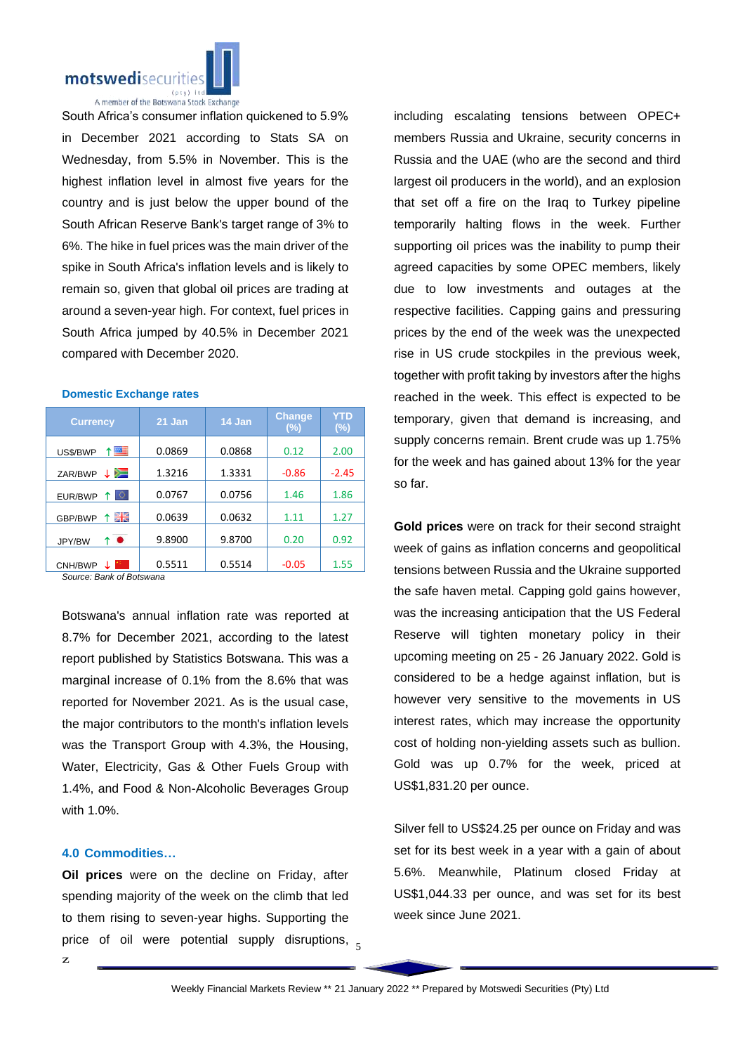South Africa's consumer inflation quickened to 5.9% in December 2021 according to Stats SA on Wednesday, from 5.5% in November. This is the highest inflation level in almost five years for the country and is just below the upper bound of the South African Reserve Bank's target range of 3% to 6%. The hike in fuel prices was the main driver of the spike in South Africa's inflation levels and is likely to remain so, given that global oil prices are trading at around a seven-year high. For context, fuel prices in South Africa jumped by 40.5% in December 2021 compared with December 2020.

**Domestic Exchange rates**

| Currency | 21 Jan | 14 Jan | Change (%) | YTD (%) |
|---|---|---|---|---|
| US$/BWP ↑ | 0.0869 | 0.0868 | 0.12 | 2.00 |
| ZAR/BWP ↓ | 1.3216 | 1.3331 | -0.86 | -2.45 |
| EUR/BWP ↑ | 0.0767 | 0.0756 | 1.46 | 1.86 |
| GBP/BWP ↑ | 0.0639 | 0.0632 | 1.11 | 1.27 |
| JPY/BW ↑ | 9.8900 | 9.8700 | 0.20 | 0.92 |
| CNH/BWP ↓ | 0.5511 | 0.5514 | -0.05 | 1.55 |

*Source: Bank of Botswana*

Botswana's annual inflation rate was reported at 8.7% for December 2021, according to the latest report published by Statistics Botswana. This was a marginal increase of 0.1% from the 8.6% that was reported for November 2021. As is the usual case, the major contributors to the month's inflation levels was the Transport Group with 4.3%, the Housing, Water, Electricity, Gas & Other Fuels Group with 1.4%, and Food & Non-Alcoholic Beverages Group with 1.0%.

## 4.0 Commodities…

**Oil prices** were on the decline on Friday, after spending majority of the week on the climb that led to them rising to seven-year highs. Supporting the price of oil were potential supply disruptions, including escalating tensions between OPEC+ members Russia and Ukraine, security concerns in Russia and the UAE (who are the second and third largest oil producers in the world), and an explosion that set off a fire on the Iraq to Turkey pipeline temporarily halting flows in the week. Further supporting oil prices was the inability to pump their agreed capacities by some OPEC members, likely due to low investments and outages at the respective facilities. Capping gains and pressuring prices by the end of the week was the unexpected rise in US crude stockpiles in the previous week, together with profit taking by investors after the highs reached in the week. This effect is expected to be temporary, given that demand is increasing, and supply concerns remain. Brent crude was up 1.75% for the week and has gained about 13% for the year so far.

**Gold prices** were on track for their second straight week of gains as inflation concerns and geopolitical tensions between Russia and the Ukraine supported the safe haven metal. Capping gold gains however, was the increasing anticipation that the US Federal Reserve will tighten monetary policy in their upcoming meeting on 25 - 26 January 2022. Gold is considered to be a hedge against inflation, but is however very sensitive to the movements in US interest rates, which may increase the opportunity cost of holding non-yielding assets such as bullion. Gold was up 0.7% for the week, priced at US$1,831.20 per ounce.

Silver fell to US$24.25 per ounce on Friday and was set for its best week in a year with a gain of about 5.6%. Meanwhile, Platinum closed Friday at US$1,044.33 per ounce, and was set for its best week since June 2021.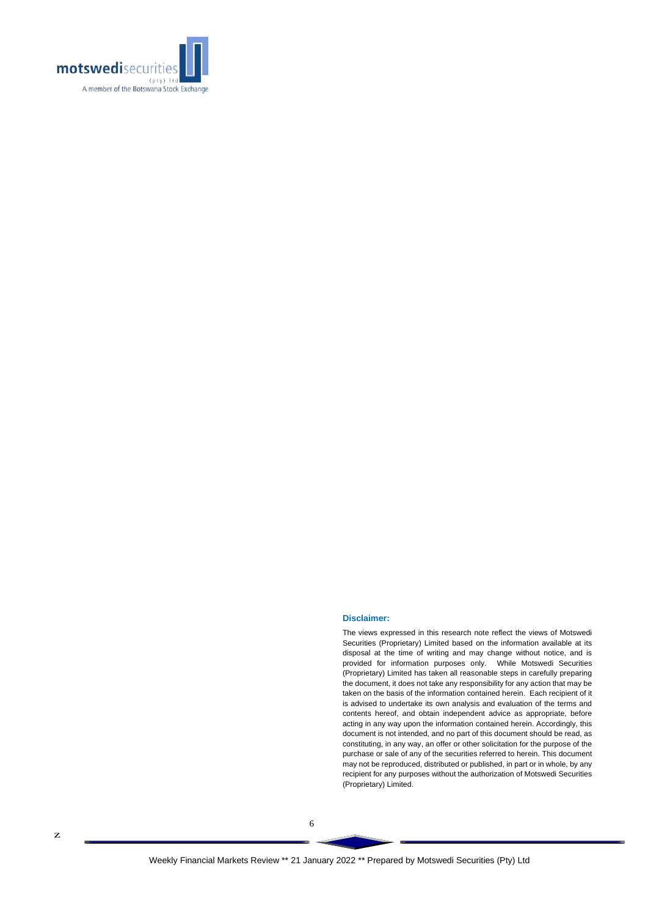### Disclaimer:

The views expressed in this research note reflect the views of Motswedi Securities (Proprietary) Limited based on the information available at its disposal at the time of writing and may change without notice, and is provided for information purposes only. While Motswedi Securities (Proprietary) Limited has taken all reasonable steps in carefully preparing the document, it does not take any responsibility for any action that may be taken on the basis of the information contained herein. Each recipient of it is advised to undertake its own analysis and evaluation of the terms and contents hereof, and obtain independent advice as appropriate, before acting in any way upon the information contained herein. Accordingly, this document is not intended, and no part of this document should be read, as constituting, in any way, an offer or other solicitation for the purpose of the purchase or sale of any of the securities referred to herein. This document may not be reproduced, distributed or published, in part or in whole, by any recipient for any purposes without the authorization of Motswedi Securities (Proprietary) Limited.